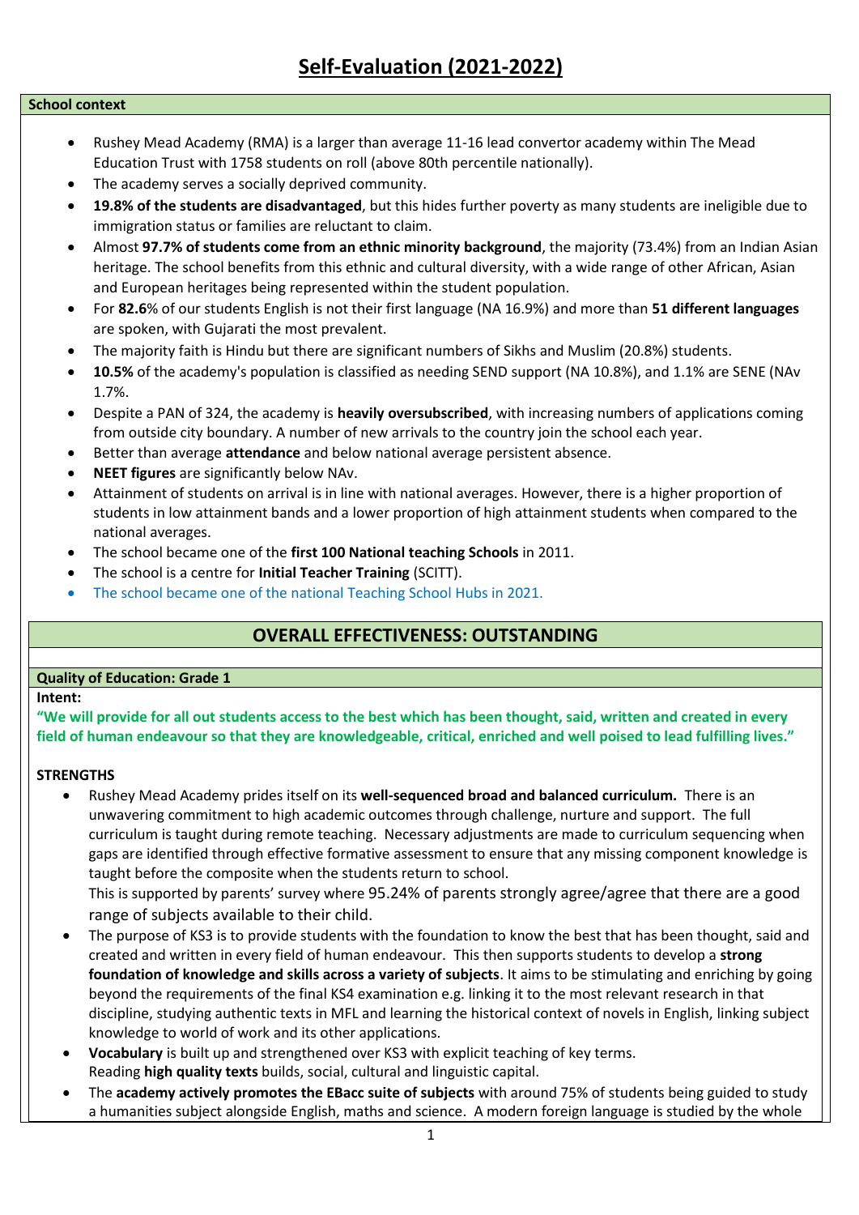# Self-Evaluation (2021-2022)

**School context**

- Rushey Mead Academy (RMA) is a larger than average 11-16 lead convertor academy within The Mead Education Trust with 1758 students on roll (above 80th percentile nationally).
- The academy serves a socially deprived community.
- **19.8% of the students are disadvantaged**, but this hides further poverty as many students are ineligible due to immigration status or families are reluctant to claim.
- Almost **97.7% of students come from an ethnic minority background**, the majority (73.4%) from an Indian Asian heritage. The school benefits from this ethnic and cultural diversity, with a wide range of other African, Asian and European heritages being represented within the student population.
- For **82.6**% of our students English is not their first language (NA 16.9%) and more than **51 different languages** are spoken, with Gujarati the most prevalent.
- The majority faith is Hindu but there are significant numbers of Sikhs and Muslim (20.8%) students.
- **10.5%** of the academy's population is classified as needing SEND support (NA 10.8%), and 1.1% are SENE (NAv 1.7%.
- Despite a PAN of 324, the academy is **heavily oversubscribed**, with increasing numbers of applications coming from outside city boundary. A number of new arrivals to the country join the school each year.
- Better than average **attendance** and below national average persistent absence.
- **NEET figures** are significantly below NAv.
- Attainment of students on arrival is in line with national averages. However, there is a higher proportion of students in low attainment bands and a lower proportion of high attainment students when compared to the national averages.
- The school became one of the **first 100 National teaching Schools** in 2011.
- The school is a centre for **Initial Teacher Training** (SCITT).
- The school became one of the national Teaching School Hubs in 2021.

## OVERALL EFFECTIVENESS: OUTSTANDING

**Quality of Education: Grade 1**

**Intent:**

**"We will provide for all out students access to the best which has been thought, said, written and created in every field of human endeavour so that they are knowledgeable, critical, enriched and well poised to lead fulfilling lives."**

**STRENGTHS**

- Rushey Mead Academy prides itself on its **well-sequenced broad and balanced curriculum.** There is an unwavering commitment to high academic outcomes through challenge, nurture and support. The full curriculum is taught during remote teaching. Necessary adjustments are made to curriculum sequencing when gaps are identified through effective formative assessment to ensure that any missing component knowledge is taught before the composite when the students return to school.
  This is supported by parents' survey where 95.24% of parents strongly agree/agree that there are a good range of subjects available to their child.
- The purpose of KS3 is to provide students with the foundation to know the best that has been thought, said and created and written in every field of human endeavour. This then supports students to develop a **strong foundation of knowledge and skills across a variety of subjects**. It aims to be stimulating and enriching by going beyond the requirements of the final KS4 examination e.g. linking it to the most relevant research in that discipline, studying authentic texts in MFL and learning the historical context of novels in English, linking subject knowledge to world of work and its other applications.
- **Vocabulary** is built up and strengthened over KS3 with explicit teaching of key terms.
  Reading **high quality texts** builds, social, cultural and linguistic capital.
- The **academy actively promotes the EBacc suite of subjects** with around 75% of students being guided to study a humanities subject alongside English, maths and science. A modern foreign language is studied by the whole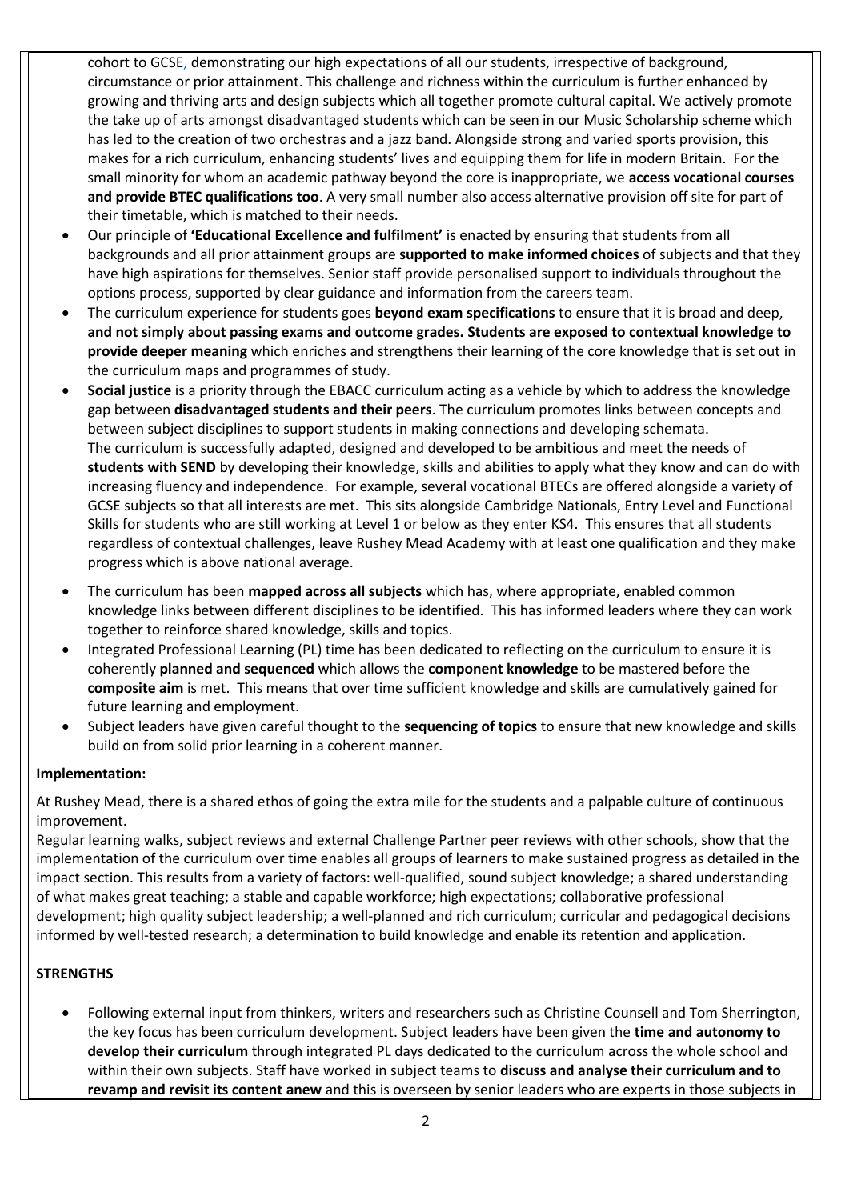cohort to GCSE, demonstrating our high expectations of all our students, irrespective of background, circumstance or prior attainment. This challenge and richness within the curriculum is further enhanced by growing and thriving arts and design subjects which all together promote cultural capital. We actively promote the take up of arts amongst disadvantaged students which can be seen in our Music Scholarship scheme which has led to the creation of two orchestras and a jazz band. Alongside strong and varied sports provision, this makes for a rich curriculum, enhancing students' lives and equipping them for life in modern Britain. For the small minority for whom an academic pathway beyond the core is inappropriate, we **access vocational courses and provide BTEC qualifications too**. A very small number also access alternative provision off site for part of their timetable, which is matched to their needs.

- Our principle of **'Educational Excellence and fulfilment'** is enacted by ensuring that students from all backgrounds and all prior attainment groups are **supported to make informed choices** of subjects and that they have high aspirations for themselves. Senior staff provide personalised support to individuals throughout the options process, supported by clear guidance and information from the careers team.
- The curriculum experience for students goes **beyond exam specifications** to ensure that it is broad and deep, **and not simply about passing exams and outcome grades. Students are exposed to contextual knowledge to provide deeper meaning** which enriches and strengthens their learning of the core knowledge that is set out in the curriculum maps and programmes of study.
- **Social justice** is a priority through the EBACC curriculum acting as a vehicle by which to address the knowledge gap between **disadvantaged students and their peers**. The curriculum promotes links between concepts and between subject disciplines to support students in making connections and developing schemata.
  The curriculum is successfully adapted, designed and developed to be ambitious and meet the needs of **students with SEND** by developing their knowledge, skills and abilities to apply what they know and can do with increasing fluency and independence. For example, several vocational BTECs are offered alongside a variety of GCSE subjects so that all interests are met. This sits alongside Cambridge Nationals, Entry Level and Functional Skills for students who are still working at Level 1 or below as they enter KS4. This ensures that all students regardless of contextual challenges, leave Rushey Mead Academy with at least one qualification and they make progress which is above national average.
- The curriculum has been **mapped across all subjects** which has, where appropriate, enabled common knowledge links between different disciplines to be identified. This has informed leaders where they can work together to reinforce shared knowledge, skills and topics.
- Integrated Professional Learning (PL) time has been dedicated to reflecting on the curriculum to ensure it is coherently **planned and sequenced** which allows the **component knowledge** to be mastered before the **composite aim** is met. This means that over time sufficient knowledge and skills are cumulatively gained for future learning and employment.
- Subject leaders have given careful thought to the **sequencing of topics** to ensure that new knowledge and skills build on from solid prior learning in a coherent manner.

**Implementation:**

At Rushey Mead, there is a shared ethos of going the extra mile for the students and a palpable culture of continuous improvement.

Regular learning walks, subject reviews and external Challenge Partner peer reviews with other schools, show that the implementation of the curriculum over time enables all groups of learners to make sustained progress as detailed in the impact section. This results from a variety of factors: well-qualified, sound subject knowledge; a shared understanding of what makes great teaching; a stable and capable workforce; high expectations; collaborative professional development; high quality subject leadership; a well-planned and rich curriculum; curricular and pedagogical decisions informed by well-tested research; a determination to build knowledge and enable its retention and application.

**STRENGTHS**

- Following external input from thinkers, writers and researchers such as Christine Counsell and Tom Sherrington, the key focus has been curriculum development. Subject leaders have been given the **time and autonomy to develop their curriculum** through integrated PL days dedicated to the curriculum across the whole school and within their own subjects. Staff have worked in subject teams to **discuss and analyse their curriculum and to revamp and revisit its content anew** and this is overseen by senior leaders who are experts in those subjects in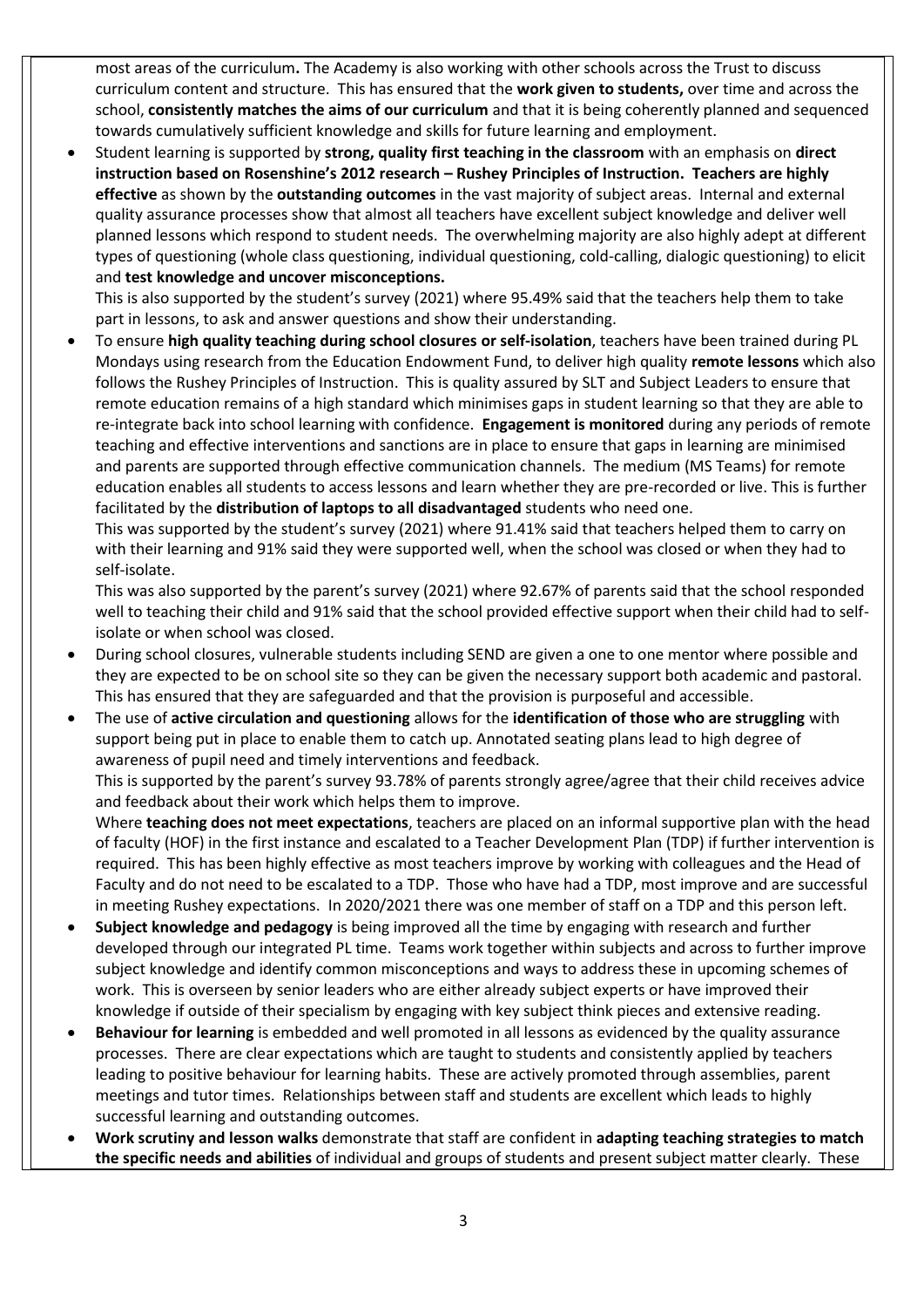most areas of the curriculum**.** The Academy is also working with other schools across the Trust to discuss curriculum content and structure. This has ensured that the **work given to students,** over time and across the school, **consistently matches the aims of our curriculum** and that it is being coherently planned and sequenced towards cumulatively sufficient knowledge and skills for future learning and employment.

- Student learning is supported by **strong, quality first teaching in the classroom** with an emphasis on **direct instruction based on Rosenshine's 2012 research – Rushey Principles of Instruction. Teachers are highly effective** as shown by the **outstanding outcomes** in the vast majority of subject areas. Internal and external quality assurance processes show that almost all teachers have excellent subject knowledge and deliver well planned lessons which respond to student needs. The overwhelming majority are also highly adept at different types of questioning (whole class questioning, individual questioning, cold-calling, dialogic questioning) to elicit and **test knowledge and uncover misconceptions.**

  This is also supported by the student's survey (2021) where 95.49% said that the teachers help them to take part in lessons, to ask and answer questions and show their understanding.

- To ensure **high quality teaching during school closures or self-isolation**, teachers have been trained during PL Mondays using research from the Education Endowment Fund, to deliver high quality **remote lessons** which also follows the Rushey Principles of Instruction. This is quality assured by SLT and Subject Leaders to ensure that remote education remains of a high standard which minimises gaps in student learning so that they are able to re-integrate back into school learning with confidence. **Engagement is monitored** during any periods of remote teaching and effective interventions and sanctions are in place to ensure that gaps in learning are minimised and parents are supported through effective communication channels. The medium (MS Teams) for remote education enables all students to access lessons and learn whether they are pre-recorded or live. This is further facilitated by the **distribution of laptops to all disadvantaged** students who need one.

  This was supported by the student's survey (2021) where 91.41% said that teachers helped them to carry on with their learning and 91% said they were supported well, when the school was closed or when they had to self-isolate.

  This was also supported by the parent's survey (2021) where 92.67% of parents said that the school responded well to teaching their child and 91% said that the school provided effective support when their child had to self-isolate or when school was closed.

- During school closures, vulnerable students including SEND are given a one to one mentor where possible and they are expected to be on school site so they can be given the necessary support both academic and pastoral. This has ensured that they are safeguarded and that the provision is purposeful and accessible.

- The use of **active circulation and questioning** allows for the **identification of those who are struggling** with support being put in place to enable them to catch up. Annotated seating plans lead to high degree of awareness of pupil need and timely interventions and feedback.

  This is supported by the parent's survey 93.78% of parents strongly agree/agree that their child receives advice and feedback about their work which helps them to improve.

  Where **teaching does not meet expectations**, teachers are placed on an informal supportive plan with the head of faculty (HOF) in the first instance and escalated to a Teacher Development Plan (TDP) if further intervention is required. This has been highly effective as most teachers improve by working with colleagues and the Head of Faculty and do not need to be escalated to a TDP. Those who have had a TDP, most improve and are successful in meeting Rushey expectations. In 2020/2021 there was one member of staff on a TDP and this person left.

- **Subject knowledge and pedagogy** is being improved all the time by engaging with research and further developed through our integrated PL time. Teams work together within subjects and across to further improve subject knowledge and identify common misconceptions and ways to address these in upcoming schemes of work. This is overseen by senior leaders who are either already subject experts or have improved their knowledge if outside of their specialism by engaging with key subject think pieces and extensive reading.

- **Behaviour for learning** is embedded and well promoted in all lessons as evidenced by the quality assurance processes. There are clear expectations which are taught to students and consistently applied by teachers leading to positive behaviour for learning habits. These are actively promoted through assemblies, parent meetings and tutor times. Relationships between staff and students are excellent which leads to highly successful learning and outstanding outcomes.

- **Work scrutiny and lesson walks** demonstrate that staff are confident in **adapting teaching strategies to match the specific needs and abilities** of individual and groups of students and present subject matter clearly. These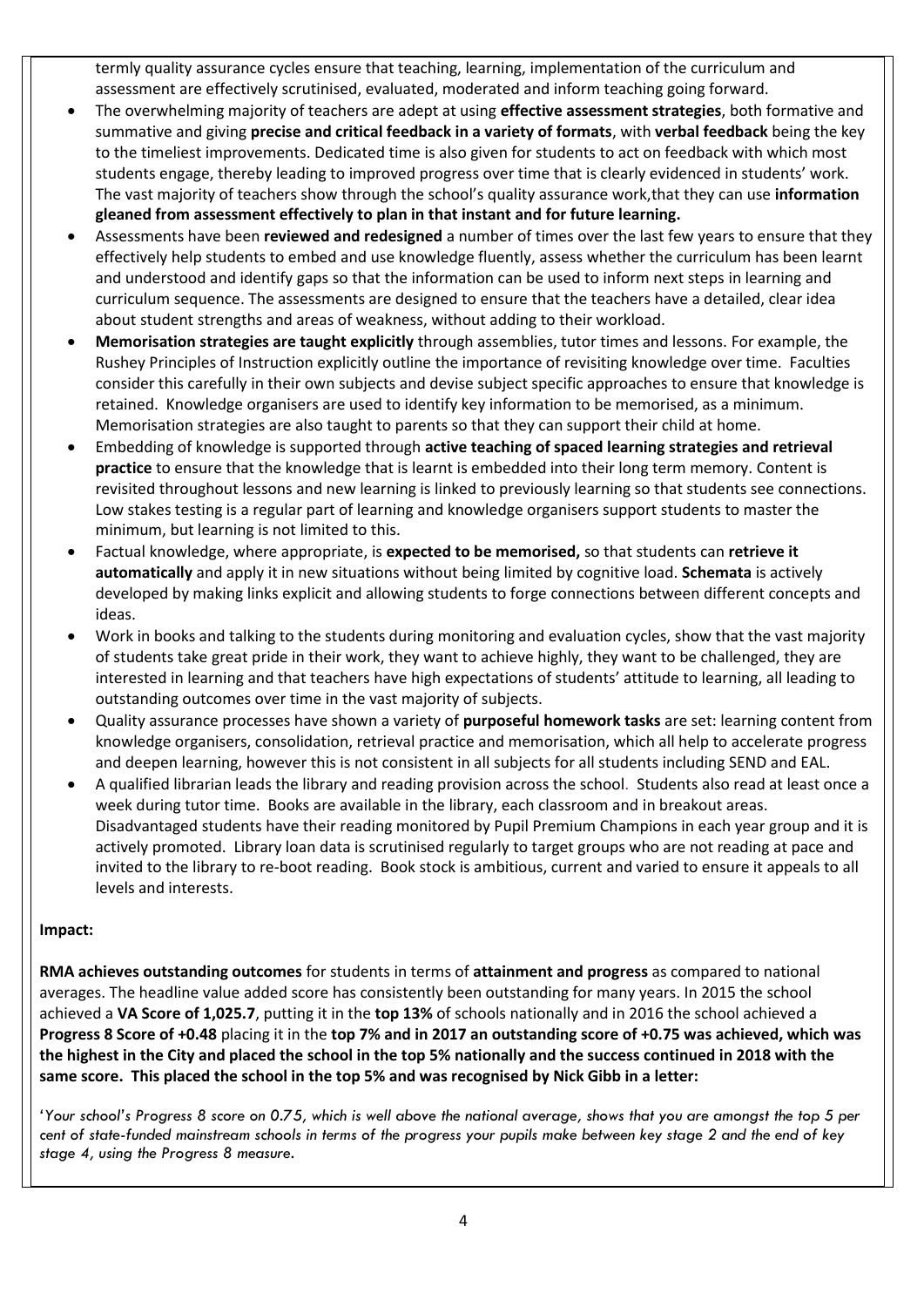termly quality assurance cycles ensure that teaching, learning, implementation of the curriculum and assessment are effectively scrutinised, evaluated, moderated and inform teaching going forward.

- The overwhelming majority of teachers are adept at using **effective assessment strategies**, both formative and summative and giving **precise and critical feedback in a variety of formats**, with **verbal feedback** being the key to the timeliest improvements. Dedicated time is also given for students to act on feedback with which most students engage, thereby leading to improved progress over time that is clearly evidenced in students' work. The vast majority of teachers show through the school's quality assurance work,that they can use **information gleaned from assessment effectively to plan in that instant and for future learning.**
- Assessments have been **reviewed and redesigned** a number of times over the last few years to ensure that they effectively help students to embed and use knowledge fluently, assess whether the curriculum has been learnt and understood and identify gaps so that the information can be used to inform next steps in learning and curriculum sequence. The assessments are designed to ensure that the teachers have a detailed, clear idea about student strengths and areas of weakness, without adding to their workload.
- **Memorisation strategies are taught explicitly** through assemblies, tutor times and lessons. For example, the Rushey Principles of Instruction explicitly outline the importance of revisiting knowledge over time. Faculties consider this carefully in their own subjects and devise subject specific approaches to ensure that knowledge is retained. Knowledge organisers are used to identify key information to be memorised, as a minimum. Memorisation strategies are also taught to parents so that they can support their child at home.
- Embedding of knowledge is supported through **active teaching of spaced learning strategies and retrieval practice** to ensure that the knowledge that is learnt is embedded into their long term memory. Content is revisited throughout lessons and new learning is linked to previously learning so that students see connections. Low stakes testing is a regular part of learning and knowledge organisers support students to master the minimum, but learning is not limited to this.
- Factual knowledge, where appropriate, is **expected to be memorised,** so that students can **retrieve it automatically** and apply it in new situations without being limited by cognitive load. **Schemata** is actively developed by making links explicit and allowing students to forge connections between different concepts and ideas.
- Work in books and talking to the students during monitoring and evaluation cycles, show that the vast majority of students take great pride in their work, they want to achieve highly, they want to be challenged, they are interested in learning and that teachers have high expectations of students' attitude to learning, all leading to outstanding outcomes over time in the vast majority of subjects.
- Quality assurance processes have shown a variety of **purposeful homework tasks** are set: learning content from knowledge organisers, consolidation, retrieval practice and memorisation, which all help to accelerate progress and deepen learning, however this is not consistent in all subjects for all students including SEND and EAL.
- A qualified librarian leads the library and reading provision across the school. Students also read at least once a week during tutor time. Books are available in the library, each classroom and in breakout areas. Disadvantaged students have their reading monitored by Pupil Premium Champions in each year group and it is actively promoted. Library loan data is scrutinised regularly to target groups who are not reading at pace and invited to the library to re-boot reading. Book stock is ambitious, current and varied to ensure it appeals to all levels and interests.

**Impact:**

**RMA achieves outstanding outcomes** for students in terms of **attainment and progress** as compared to national averages. The headline value added score has consistently been outstanding for many years. In 2015 the school achieved a **VA Score of 1,025.7**, putting it in the **top 13%** of schools nationally and in 2016 the school achieved a **Progress 8 Score of +0.48** placing it in the **top 7% and in 2017 an outstanding score of +0.75 was achieved, which was the highest in the City and placed the school in the top 5% nationally and the success continued in 2018 with the same score. This placed the school in the top 5% and was recognised by Nick Gibb in a letter:**

'*Your school's Progress 8 score on 0.75, which is well above the national average, shows that you are amongst the top 5 per cent of state-funded mainstream schools in terms of the progress your pupils make between key stage 2 and the end of key stage 4, using the Progress 8 measure.*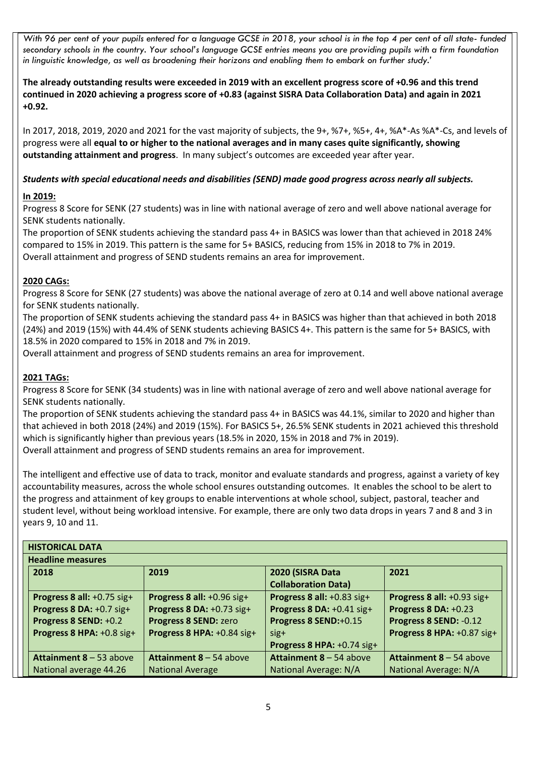*With 96 per cent of your pupils entered for a language GCSE in 2018, your school is in the top 4 per cent of all state- funded secondary schools in the country. Your school's language GCSE entries means you are providing pupils with a firm foundation in linguistic knowledge, as well as broadening their horizons and enabling them to embark on further study.'*

**The already outstanding results were exceeded in 2019 with an excellent progress score of +0.96 and this trend continued in 2020 achieving a progress score of +0.83 (against SISRA Data Collaboration Data) and again in 2021 +0.92.**

In 2017, 2018, 2019, 2020 and 2021 for the vast majority of subjects, the 9+, %7+, %5+, 4+, %A*-As %A*-Cs, and levels of progress were all **equal to or higher to the national averages and in many cases quite significantly, showing outstanding attainment and progress**. In many subject's outcomes are exceeded year after year.

***Students with special educational needs and disabilities (SEND) made good progress across nearly all subjects.***

**In 2019:**

Progress 8 Score for SENK (27 students) was in line with national average of zero and well above national average for SENK students nationally.
The proportion of SENK students achieving the standard pass 4+ in BASICS was lower than that achieved in 2018 24% compared to 15% in 2019. This pattern is the same for 5+ BASICS, reducing from 15% in 2018 to 7% in 2019.
Overall attainment and progress of SEND students remains an area for improvement.

**2020 CAGs:**

Progress 8 Score for SENK (27 students) was above the national average of zero at 0.14 and well above national average for SENK students nationally.
The proportion of SENK students achieving the standard pass 4+ in BASICS was higher than that achieved in both 2018 (24%) and 2019 (15%) with 44.4% of SENK students achieving BASICS 4+. This pattern is the same for 5+ BASICS, with 18.5% in 2020 compared to 15% in 2018 and 7% in 2019.
Overall attainment and progress of SEND students remains an area for improvement.

**2021 TAGs:**

Progress 8 Score for SENK (34 students) was in line with national average of zero and well above national average for SENK students nationally.
The proportion of SENK students achieving the standard pass 4+ in BASICS was 44.1%, similar to 2020 and higher than that achieved in both 2018 (24%) and 2019 (15%). For BASICS 5+, 26.5% SENK students in 2021 achieved this threshold which is significantly higher than previous years (18.5% in 2020, 15% in 2018 and 7% in 2019).
Overall attainment and progress of SEND students remains an area for improvement.

The intelligent and effective use of data to track, monitor and evaluate standards and progress, against a variety of key accountability measures, across the whole school ensures outstanding outcomes. It enables the school to be alert to the progress and attainment of key groups to enable interventions at whole school, subject, pastoral, teacher and student level, without being workload intensive. For example, there are only two data drops in years 7 and 8 and 3 in years 9, 10 and 11.

**HISTORICAL DATA**

**Headline measures**

| 2018 | 2019 | 2020 (SISRA Data Collaboration Data) | 2021 |
|---|---|---|---|
| **Progress 8 all:** +0.75 sig+<br>**Progress 8 DA:** +0.7 sig+<br>**Progress 8 SEND:** +0.2<br>**Progress 8 HPA:** +0.8 sig+ | **Progress 8 all:** +0.96 sig+<br>**Progress 8 DA:** +0.73 sig+<br>**Progress 8 SEND:** zero<br>**Progress 8 HPA:** +0.84 sig+ | **Progress 8 all:** +0.83 sig+<br>**Progress 8 DA:** +0.41 sig+<br>**Progress 8 SEND:**+0.15 sig+<br>**Progress 8 HPA:** +0.74 sig+ | **Progress 8 all:** +0.93 sig+<br>**Progress 8 DA:** +0.23<br>**Progress 8 SEND:** -0.12<br>**Progress 8 HPA:** +0.87 sig+ |
| **Attainment 8** – 53 above National average 44.26 | **Attainment 8** – 54 above National Average | **Attainment 8** – 54 above National Average: N/A | **Attainment 8** – 54 above National Average: N/A |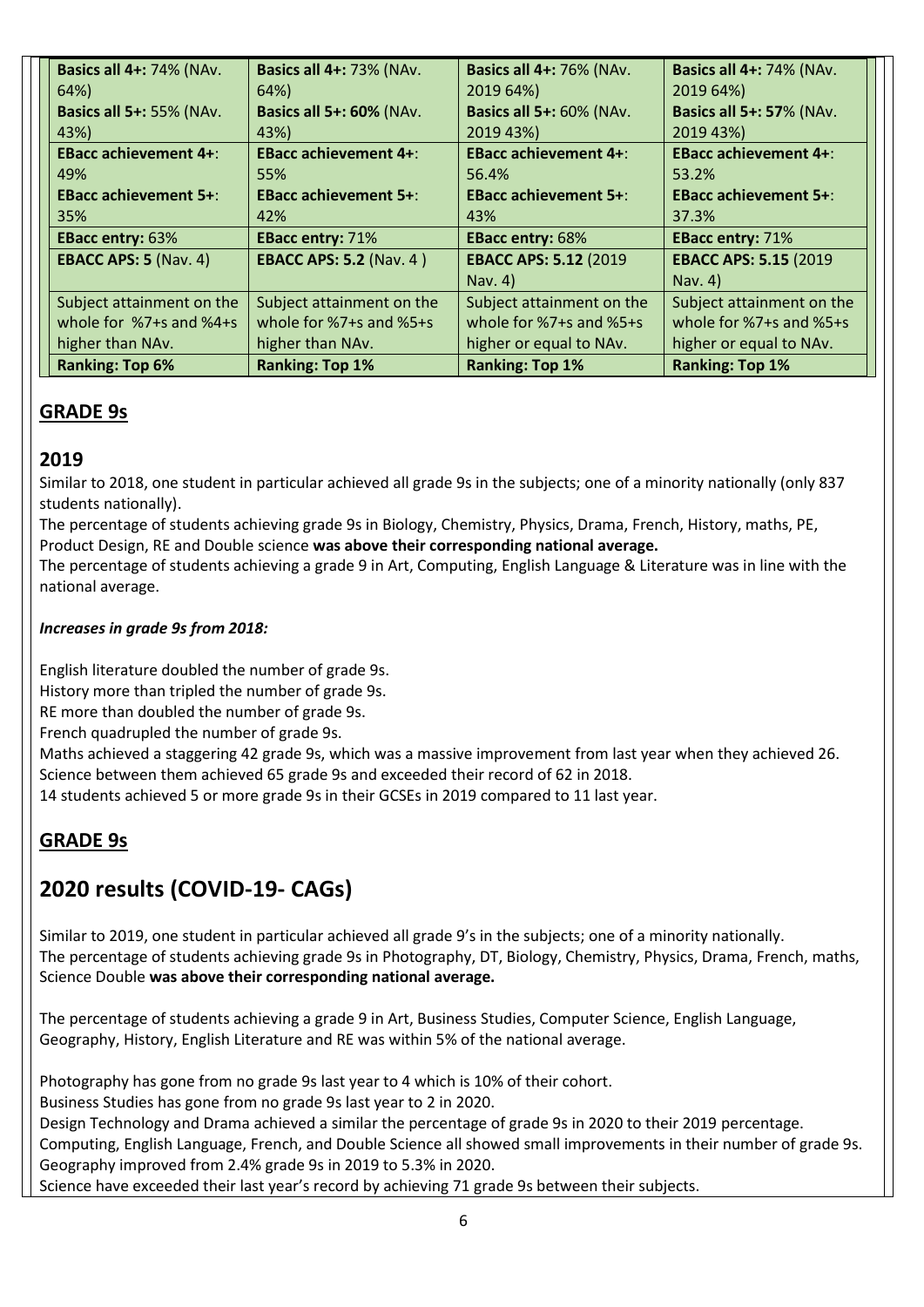| **Basics all 4+:** 74% (NAv. 64%) | **Basics all 4+:** 73% (NAv. 64%) | **Basics all 4+:** 76% (NAv. 2019 64%) | **Basics all 4+:** 74% (NAv. 2019 64%) |
|---|---|---|---|
| **Basics all 5+:** 55% (NAv. 43%) | **Basics all 5+: 60%** (NAv. 43%) | **Basics all 5+:** 60% (NAv. 2019 43%) | **Basics all 5+: 57**% (NAv. 2019 43%) |
| **EBacc achievement 4+**: 49% | **EBacc achievement 4+**: 55% | **EBacc achievement 4+**: 56.4% | **EBacc achievement 4+**: 53.2% |
| **EBacc achievement 5+**: 35% | **EBacc achievement 5+**: 42% | **EBacc achievement 5+**: 43% | **EBacc achievement 5+**: 37.3% |
| **EBacc entry:** 63% | **EBacc entry:** 71% | **EBacc entry:** 68% | **EBacc entry:** 71% |
| **EBACC APS: 5** (Nav. 4) | **EBACC APS: 5.2** (Nav. 4 ) | **EBACC APS: 5.12** (2019 Nav. 4) | **EBACC APS: 5.15** (2019 Nav. 4) |
| Subject attainment on the whole for %7+s and %4+s higher than NAv. | Subject attainment on the whole for %7+s and %5+s higher than NAv. | Subject attainment on the whole for %7+s and %5+s higher or equal to NAv. | Subject attainment on the whole for %7+s and %5+s higher or equal to NAv. |
| **Ranking: Top 6%** | **Ranking: Top 1%** | **Ranking: Top 1%** | **Ranking: Top 1%** |

## GRADE 9s

## 2019

Similar to 2018, one student in particular achieved all grade 9s in the subjects; one of a minority nationally (only 837 students nationally).

The percentage of students achieving grade 9s in Biology, Chemistry, Physics, Drama, French, History, maths, PE, Product Design, RE and Double science **was above their corresponding national average.**

The percentage of students achieving a grade 9 in Art, Computing, English Language & Literature was in line with the national average.

***Increases in grade 9s from 2018:***

English literature doubled the number of grade 9s.

History more than tripled the number of grade 9s.

RE more than doubled the number of grade 9s.

French quadrupled the number of grade 9s.

Maths achieved a staggering 42 grade 9s, which was a massive improvement from last year when they achieved 26.

Science between them achieved 65 grade 9s and exceeded their record of 62 in 2018.

14 students achieved 5 or more grade 9s in their GCSEs in 2019 compared to 11 last year.

## GRADE 9s

# 2020 results (COVID-19- CAGs)

Similar to 2019, one student in particular achieved all grade 9's in the subjects; one of a minority nationally.

The percentage of students achieving grade 9s in Photography, DT, Biology, Chemistry, Physics, Drama, French, maths, Science Double **was above their corresponding national average.**

The percentage of students achieving a grade 9 in Art, Business Studies, Computer Science, English Language, Geography, History, English Literature and RE was within 5% of the national average.

Photography has gone from no grade 9s last year to 4 which is 10% of their cohort.

Business Studies has gone from no grade 9s last year to 2 in 2020.

Design Technology and Drama achieved a similar the percentage of grade 9s in 2020 to their 2019 percentage.

Computing, English Language, French, and Double Science all showed small improvements in their number of grade 9s.

Geography improved from 2.4% grade 9s in 2019 to 5.3% in 2020.

Science have exceeded their last year's record by achieving 71 grade 9s between their subjects.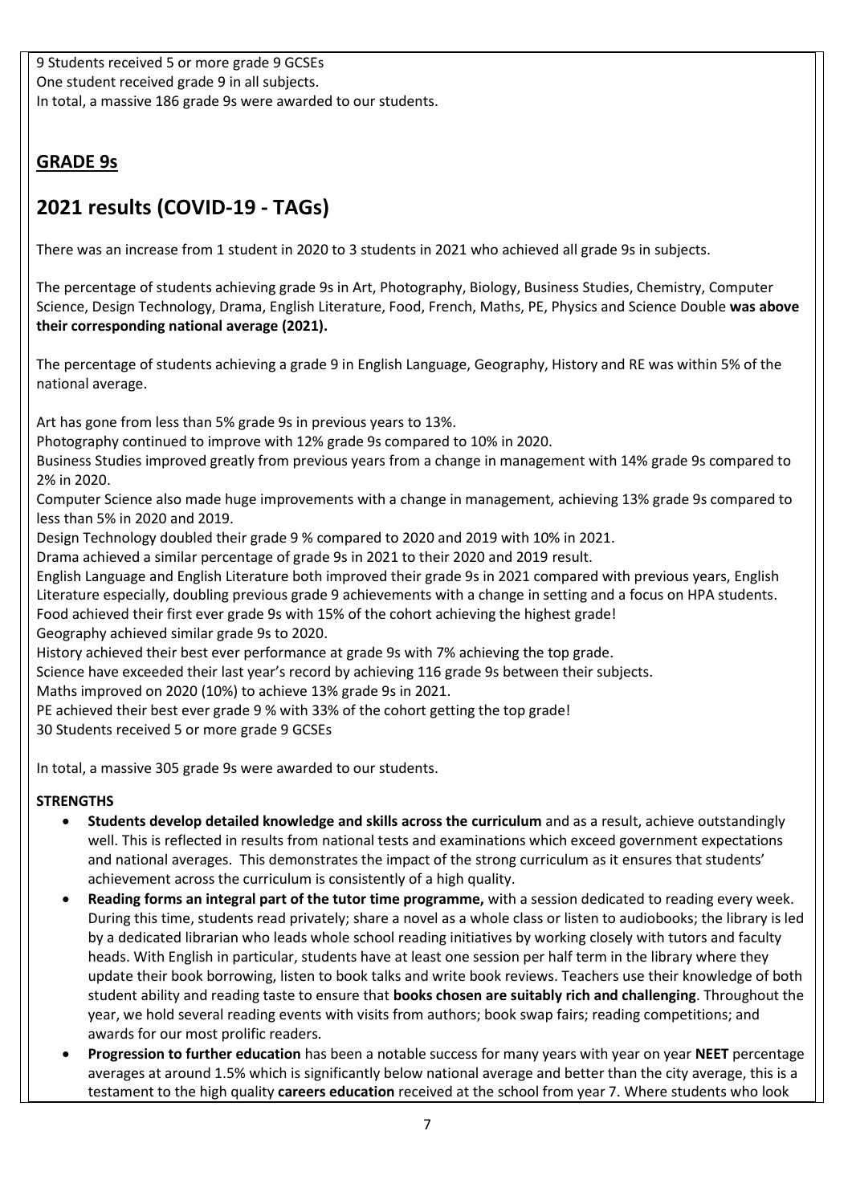9 Students received 5 or more grade 9 GCSEs
One student received grade 9 in all subjects.
In total, a massive 186 grade 9s were awarded to our students.

## GRADE 9s

# 2021 results (COVID-19 - TAGs)

There was an increase from 1 student in 2020 to 3 students in 2021 who achieved all grade 9s in subjects.

The percentage of students achieving grade 9s in Art, Photography, Biology, Business Studies, Chemistry, Computer Science, Design Technology, Drama, English Literature, Food, French, Maths, PE, Physics and Science Double **was above their corresponding national average (2021).**

The percentage of students achieving a grade 9 in English Language, Geography, History and RE was within 5% of the national average.

Art has gone from less than 5% grade 9s in previous years to 13%.
Photography continued to improve with 12% grade 9s compared to 10% in 2020.
Business Studies improved greatly from previous years from a change in management with 14% grade 9s compared to 2% in 2020.
Computer Science also made huge improvements with a change in management, achieving 13% grade 9s compared to less than 5% in 2020 and 2019.
Design Technology doubled their grade 9 % compared to 2020 and 2019 with 10% in 2021.
Drama achieved a similar percentage of grade 9s in 2021 to their 2020 and 2019 result.
English Language and English Literature both improved their grade 9s in 2021 compared with previous years, English Literature especially, doubling previous grade 9 achievements with a change in setting and a focus on HPA students.
Food achieved their first ever grade 9s with 15% of the cohort achieving the highest grade!
Geography achieved similar grade 9s to 2020.
History achieved their best ever performance at grade 9s with 7% achieving the top grade.
Science have exceeded their last year's record by achieving 116 grade 9s between their subjects.
Maths improved on 2020 (10%) to achieve 13% grade 9s in 2021.
PE achieved their best ever grade 9 % with 33% of the cohort getting the top grade!
30 Students received 5 or more grade 9 GCSEs

In total, a massive 305 grade 9s were awarded to our students.

**STRENGTHS**

- **Students develop detailed knowledge and skills across the curriculum** and as a result, achieve outstandingly well. This is reflected in results from national tests and examinations which exceed government expectations and national averages. This demonstrates the impact of the strong curriculum as it ensures that students' achievement across the curriculum is consistently of a high quality.
- **Reading forms an integral part of the tutor time programme,** with a session dedicated to reading every week. During this time, students read privately; share a novel as a whole class or listen to audiobooks; the library is led by a dedicated librarian who leads whole school reading initiatives by working closely with tutors and faculty heads. With English in particular, students have at least one session per half term in the library where they update their book borrowing, listen to book talks and write book reviews. Teachers use their knowledge of both student ability and reading taste to ensure that **books chosen are suitably rich and challenging**. Throughout the year, we hold several reading events with visits from authors; book swap fairs; reading competitions; and awards for our most prolific readers.
- **Progression to further education** has been a notable success for many years with year on year **NEET** percentage averages at around 1.5% which is significantly below national average and better than the city average, this is a testament to the high quality **careers education** received at the school from year 7. Where students who look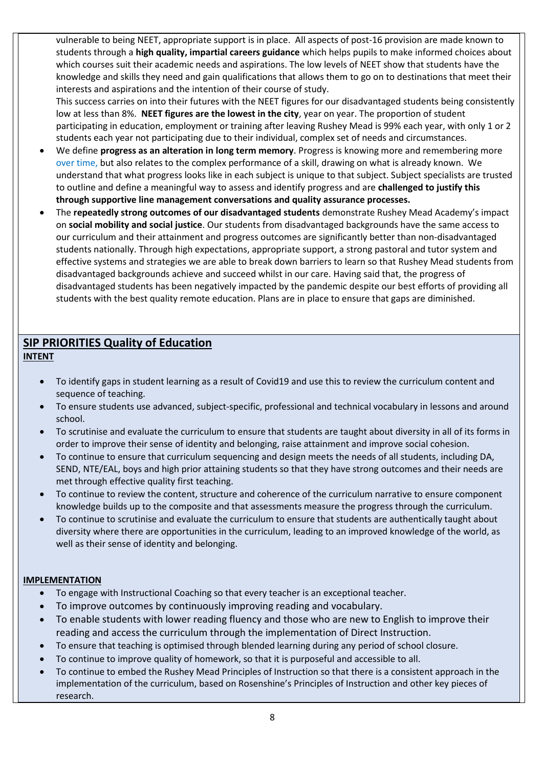vulnerable to being NEET, appropriate support is in place. All aspects of post-16 provision are made known to students through a **high quality, impartial careers guidance** which helps pupils to make informed choices about which courses suit their academic needs and aspirations. The low levels of NEET show that students have the knowledge and skills they need and gain qualifications that allows them to go on to destinations that meet their interests and aspirations and the intention of their course of study.
This success carries on into their futures with the NEET figures for our disadvantaged students being consistently low at less than 8%. **NEET figures are the lowest in the city**, year on year. The proportion of student participating in education, employment or training after leaving Rushey Mead is 99% each year, with only 1 or 2 students each year not participating due to their individual, complex set of needs and circumstances.

- We define **progress as an alteration in long term memory**. Progress is knowing more and remembering more over time, but also relates to the complex performance of a skill, drawing on what is already known. We understand that what progress looks like in each subject is unique to that subject. Subject specialists are trusted to outline and define a meaningful way to assess and identify progress and are **challenged to justify this through supportive line management conversations and quality assurance processes.**
- The **repeatedly strong outcomes of our disadvantaged students** demonstrate Rushey Mead Academy's impact on **social mobility and social justice**. Our students from disadvantaged backgrounds have the same access to our curriculum and their attainment and progress outcomes are significantly better than non-disadvantaged students nationally. Through high expectations, appropriate support, a strong pastoral and tutor system and effective systems and strategies we are able to break down barriers to learn so that Rushey Mead students from disadvantaged backgrounds achieve and succeed whilst in our care. Having said that, the progress of disadvantaged students has been negatively impacted by the pandemic despite our best efforts of providing all students with the best quality remote education. Plans are in place to ensure that gaps are diminished.

## SIP PRIORITIES Quality of Education

**INTENT**

- To identify gaps in student learning as a result of Covid19 and use this to review the curriculum content and sequence of teaching.
- To ensure students use advanced, subject-specific, professional and technical vocabulary in lessons and around school.
- To scrutinise and evaluate the curriculum to ensure that students are taught about diversity in all of its forms in order to improve their sense of identity and belonging, raise attainment and improve social cohesion.
- To continue to ensure that curriculum sequencing and design meets the needs of all students, including DA, SEND, NTE/EAL, boys and high prior attaining students so that they have strong outcomes and their needs are met through effective quality first teaching.
- To continue to review the content, structure and coherence of the curriculum narrative to ensure component knowledge builds up to the composite and that assessments measure the progress through the curriculum.
- To continue to scrutinise and evaluate the curriculum to ensure that students are authentically taught about diversity where there are opportunities in the curriculum, leading to an improved knowledge of the world, as well as their sense of identity and belonging.

**IMPLEMENTATION**

- To engage with Instructional Coaching so that every teacher is an exceptional teacher.
- To improve outcomes by continuously improving reading and vocabulary.
- To enable students with lower reading fluency and those who are new to English to improve their reading and access the curriculum through the implementation of Direct Instruction.
- To ensure that teaching is optimised through blended learning during any period of school closure.
- To continue to improve quality of homework, so that it is purposeful and accessible to all.
- To continue to embed the Rushey Mead Principles of Instruction so that there is a consistent approach in the implementation of the curriculum, based on Rosenshine's Principles of Instruction and other key pieces of research.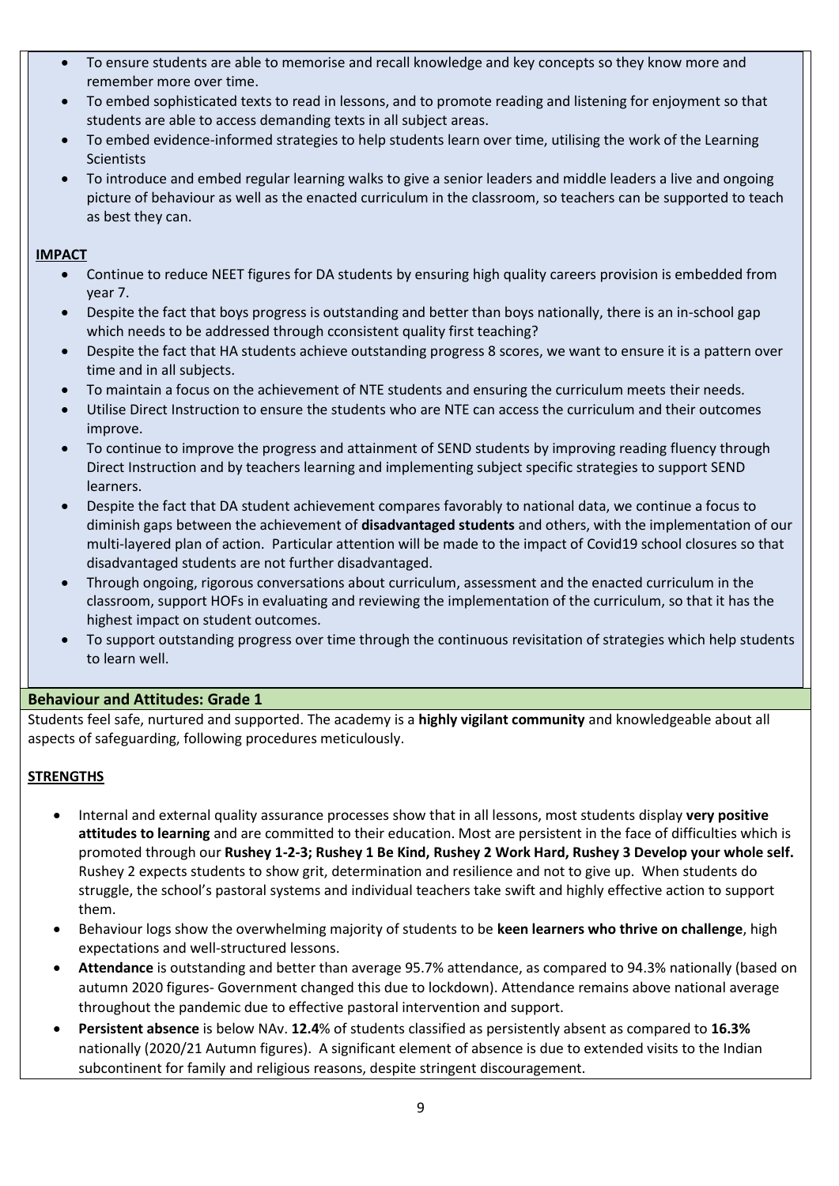- To ensure students are able to memorise and recall knowledge and key concepts so they know more and remember more over time.
- To embed sophisticated texts to read in lessons, and to promote reading and listening for enjoyment so that students are able to access demanding texts in all subject areas.
- To embed evidence-informed strategies to help students learn over time, utilising the work of the Learning Scientists
- To introduce and embed regular learning walks to give a senior leaders and middle leaders a live and ongoing picture of behaviour as well as the enacted curriculum in the classroom, so teachers can be supported to teach as best they can.

**IMPACT**

- Continue to reduce NEET figures for DA students by ensuring high quality careers provision is embedded from year 7.
- Despite the fact that boys progress is outstanding and better than boys nationally, there is an in-school gap which needs to be addressed through cconsistent quality first teaching?
- Despite the fact that HA students achieve outstanding progress 8 scores, we want to ensure it is a pattern over time and in all subjects.
- To maintain a focus on the achievement of NTE students and ensuring the curriculum meets their needs.
- Utilise Direct Instruction to ensure the students who are NTE can access the curriculum and their outcomes improve.
- To continue to improve the progress and attainment of SEND students by improving reading fluency through Direct Instruction and by teachers learning and implementing subject specific strategies to support SEND learners.
- Despite the fact that DA student achievement compares favorably to national data, we continue a focus to diminish gaps between the achievement of **disadvantaged students** and others, with the implementation of our multi-layered plan of action. Particular attention will be made to the impact of Covid19 school closures so that disadvantaged students are not further disadvantaged.
- Through ongoing, rigorous conversations about curriculum, assessment and the enacted curriculum in the classroom, support HOFs in evaluating and reviewing the implementation of the curriculum, so that it has the highest impact on student outcomes.
- To support outstanding progress over time through the continuous revisitation of strategies which help students to learn well.

## Behaviour and Attitudes: Grade 1

Students feel safe, nurtured and supported. The academy is a **highly vigilant community** and knowledgeable about all aspects of safeguarding, following procedures meticulously.

**STRENGTHS**

- Internal and external quality assurance processes show that in all lessons, most students display **very positive attitudes to learning** and are committed to their education. Most are persistent in the face of difficulties which is promoted through our **Rushey 1-2-3; Rushey 1 Be Kind, Rushey 2 Work Hard, Rushey 3 Develop your whole self.** Rushey 2 expects students to show grit, determination and resilience and not to give up. When students do struggle, the school's pastoral systems and individual teachers take swift and highly effective action to support them.
- Behaviour logs show the overwhelming majority of students to be **keen learners who thrive on challenge**, high expectations and well-structured lessons.
- **Attendance** is outstanding and better than average 95.7% attendance, as compared to 94.3% nationally (based on autumn 2020 figures- Government changed this due to lockdown). Attendance remains above national average throughout the pandemic due to effective pastoral intervention and support.
- **Persistent absence** is below NAv. **12.4**% of students classified as persistently absent as compared to **16.3%** nationally (2020/21 Autumn figures). A significant element of absence is due to extended visits to the Indian subcontinent for family and religious reasons, despite stringent discouragement.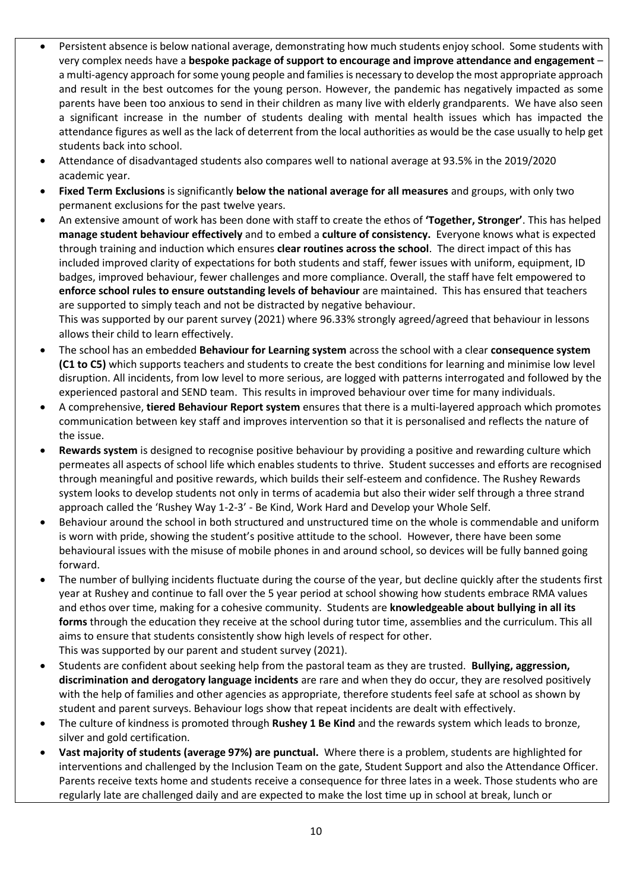- Persistent absence is below national average, demonstrating how much students enjoy school. Some students with very complex needs have a **bespoke package of support to encourage and improve attendance and engagement** – a multi-agency approach for some young people and families is necessary to develop the most appropriate approach and result in the best outcomes for the young person. However, the pandemic has negatively impacted as some parents have been too anxious to send in their children as many live with elderly grandparents. We have also seen a significant increase in the number of students dealing with mental health issues which has impacted the attendance figures as well as the lack of deterrent from the local authorities as would be the case usually to help get students back into school.
- Attendance of disadvantaged students also compares well to national average at 93.5% in the 2019/2020 academic year.
- **Fixed Term Exclusions** is significantly **below the national average for all measures** and groups, with only two permanent exclusions for the past twelve years.
- An extensive amount of work has been done with staff to create the ethos of **'Together, Stronger'**. This has helped **manage student behaviour effectively** and to embed a **culture of consistency.** Everyone knows what is expected through training and induction which ensures **clear routines across the school**. The direct impact of this has included improved clarity of expectations for both students and staff, fewer issues with uniform, equipment, ID badges, improved behaviour, fewer challenges and more compliance. Overall, the staff have felt empowered to **enforce school rules to ensure outstanding levels of behaviour** are maintained. This has ensured that teachers are supported to simply teach and not be distracted by negative behaviour.
  This was supported by our parent survey (2021) where 96.33% strongly agreed/agreed that behaviour in lessons allows their child to learn effectively.
- The school has an embedded **Behaviour for Learning system** across the school with a clear **consequence system (C1 to C5)** which supports teachers and students to create the best conditions for learning and minimise low level disruption. All incidents, from low level to more serious, are logged with patterns interrogated and followed by the experienced pastoral and SEND team. This results in improved behaviour over time for many individuals.
- A comprehensive, **tiered Behaviour Report system** ensures that there is a multi-layered approach which promotes communication between key staff and improves intervention so that it is personalised and reflects the nature of the issue.
- **Rewards system** is designed to recognise positive behaviour by providing a positive and rewarding culture which permeates all aspects of school life which enables students to thrive. Student successes and efforts are recognised through meaningful and positive rewards, which builds their self-esteem and confidence. The Rushey Rewards system looks to develop students not only in terms of academia but also their wider self through a three strand approach called the 'Rushey Way 1-2-3' - Be Kind, Work Hard and Develop your Whole Self.
- Behaviour around the school in both structured and unstructured time on the whole is commendable and uniform is worn with pride, showing the student's positive attitude to the school. However, there have been some behavioural issues with the misuse of mobile phones in and around school, so devices will be fully banned going forward.
- The number of bullying incidents fluctuate during the course of the year, but decline quickly after the students first year at Rushey and continue to fall over the 5 year period at school showing how students embrace RMA values and ethos over time, making for a cohesive community. Students are **knowledgeable about bullying in all its forms** through the education they receive at the school during tutor time, assemblies and the curriculum. This all aims to ensure that students consistently show high levels of respect for other.
  This was supported by our parent and student survey (2021).
- Students are confident about seeking help from the pastoral team as they are trusted. **Bullying, aggression, discrimination and derogatory language incidents** are rare and when they do occur, they are resolved positively with the help of families and other agencies as appropriate, therefore students feel safe at school as shown by student and parent surveys. Behaviour logs show that repeat incidents are dealt with effectively.
- The culture of kindness is promoted through **Rushey 1 Be Kind** and the rewards system which leads to bronze, silver and gold certification.
- **Vast majority of students (average 97%) are punctual.** Where there is a problem, students are highlighted for interventions and challenged by the Inclusion Team on the gate, Student Support and also the Attendance Officer. Parents receive texts home and students receive a consequence for three lates in a week. Those students who are regularly late are challenged daily and are expected to make the lost time up in school at break, lunch or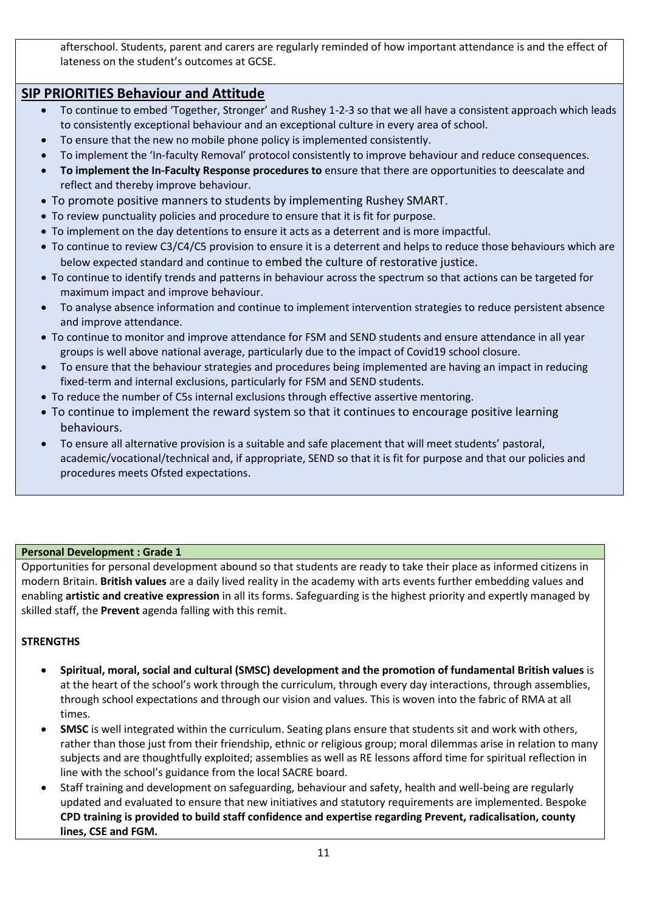afterschool. Students, parent and carers are regularly reminded of how important attendance is and the effect of lateness on the student's outcomes at GCSE.

## SIP PRIORITIES Behaviour and Attitude

- To continue to embed 'Together, Stronger' and Rushey 1-2-3 so that we all have a consistent approach which leads to consistently exceptional behaviour and an exceptional culture in every area of school.
- To ensure that the new no mobile phone policy is implemented consistently.
- To implement the 'In-faculty Removal' protocol consistently to improve behaviour and reduce consequences.
- **To implement the In-Faculty Response procedures to** ensure that there are opportunities to deescalate and reflect and thereby improve behaviour.
- To promote positive manners to students by implementing Rushey SMART.
- To review punctuality policies and procedure to ensure that it is fit for purpose.
- To implement on the day detentions to ensure it acts as a deterrent and is more impactful.
- To continue to review C3/C4/C5 provision to ensure it is a deterrent and helps to reduce those behaviours which are below expected standard and continue to embed the culture of restorative justice.
- To continue to identify trends and patterns in behaviour across the spectrum so that actions can be targeted for maximum impact and improve behaviour.
- To analyse absence information and continue to implement intervention strategies to reduce persistent absence and improve attendance.
- To continue to monitor and improve attendance for FSM and SEND students and ensure attendance in all year groups is well above national average, particularly due to the impact of Covid19 school closure.
- To ensure that the behaviour strategies and procedures being implemented are having an impact in reducing fixed-term and internal exclusions, particularly for FSM and SEND students.
- To reduce the number of C5s internal exclusions through effective assertive mentoring.
- To continue to implement the reward system so that it continues to encourage positive learning behaviours.
- To ensure all alternative provision is a suitable and safe placement that will meet students' pastoral, academic/vocational/technical and, if appropriate, SEND so that it is fit for purpose and that our policies and procedures meets Ofsted expectations.

**Personal Development : Grade 1**

Opportunities for personal development abound so that students are ready to take their place as informed citizens in modern Britain. **British values** are a daily lived reality in the academy with arts events further embedding values and enabling **artistic and creative expression** in all its forms. Safeguarding is the highest priority and expertly managed by skilled staff, the **Prevent** agenda falling with this remit.

**STRENGTHS**

- **Spiritual, moral, social and cultural (SMSC) development and the promotion of fundamental British values** is at the heart of the school's work through the curriculum, through every day interactions, through assemblies, through school expectations and through our vision and values. This is woven into the fabric of RMA at all times.
- **SMSC** is well integrated within the curriculum. Seating plans ensure that students sit and work with others, rather than those just from their friendship, ethnic or religious group; moral dilemmas arise in relation to many subjects and are thoughtfully exploited; assemblies as well as RE lessons afford time for spiritual reflection in line with the school's guidance from the local SACRE board.
- Staff training and development on safeguarding, behaviour and safety, health and well-being are regularly updated and evaluated to ensure that new initiatives and statutory requirements are implemented. Bespoke **CPD training is provided to build staff confidence and expertise regarding Prevent, radicalisation, county lines, CSE and FGM.**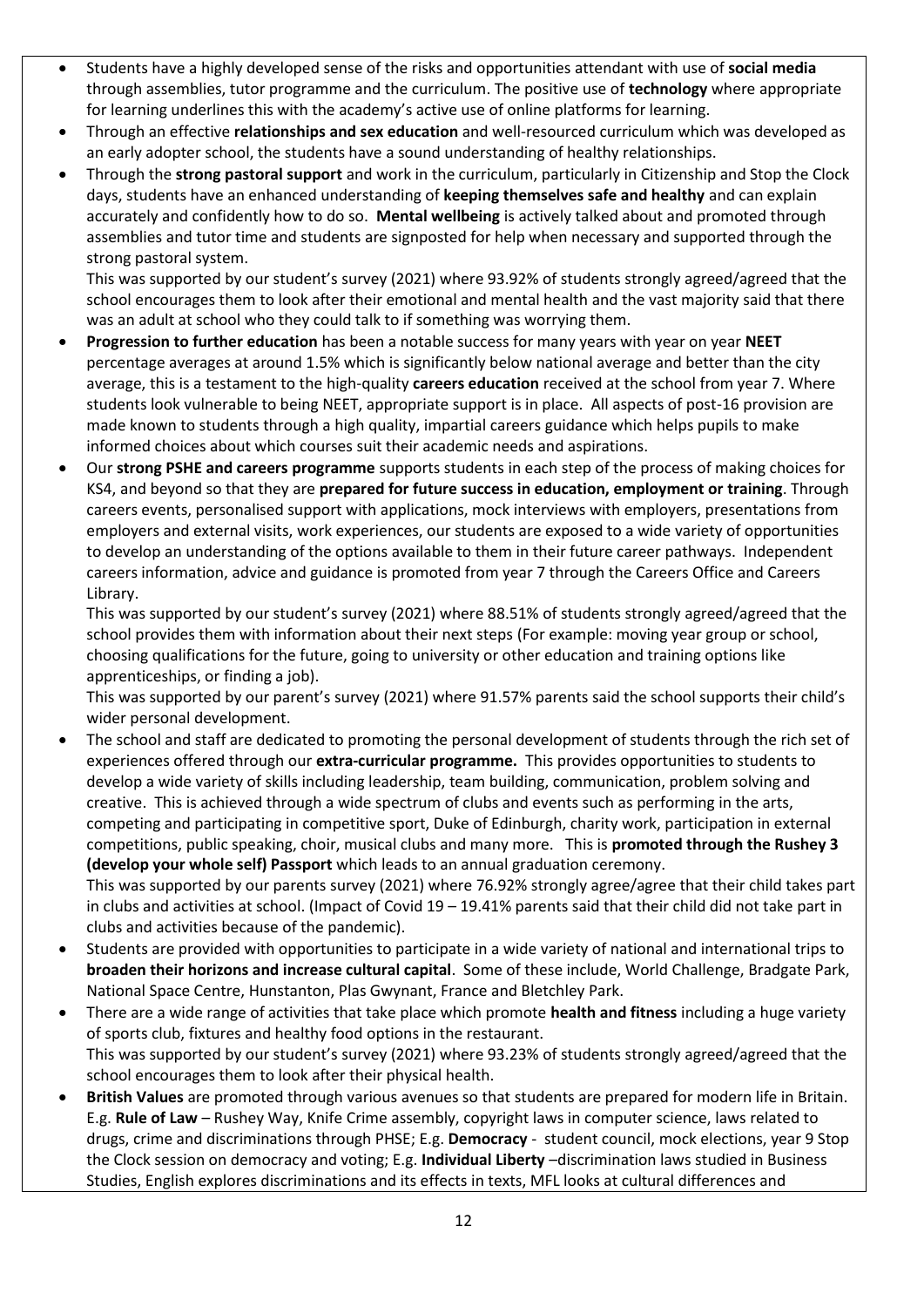- Students have a highly developed sense of the risks and opportunities attendant with use of **social media** through assemblies, tutor programme and the curriculum. The positive use of **technology** where appropriate for learning underlines this with the academy's active use of online platforms for learning.
- Through an effective **relationships and sex education** and well-resourced curriculum which was developed as an early adopter school, the students have a sound understanding of healthy relationships.
- Through the **strong pastoral support** and work in the curriculum, particularly in Citizenship and Stop the Clock days, students have an enhanced understanding of **keeping themselves safe and healthy** and can explain accurately and confidently how to do so. **Mental wellbeing** is actively talked about and promoted through assemblies and tutor time and students are signposted for help when necessary and supported through the strong pastoral system.

  This was supported by our student's survey (2021) where 93.92% of students strongly agreed/agreed that the school encourages them to look after their emotional and mental health and the vast majority said that there was an adult at school who they could talk to if something was worrying them.
- **Progression to further education** has been a notable success for many years with year on year **NEET** percentage averages at around 1.5% which is significantly below national average and better than the city average, this is a testament to the high-quality **careers education** received at the school from year 7. Where students look vulnerable to being NEET, appropriate support is in place. All aspects of post-16 provision are made known to students through a high quality, impartial careers guidance which helps pupils to make informed choices about which courses suit their academic needs and aspirations.
- Our **strong PSHE and careers programme** supports students in each step of the process of making choices for KS4, and beyond so that they are **prepared for future success in education, employment or training**. Through careers events, personalised support with applications, mock interviews with employers, presentations from employers and external visits, work experiences, our students are exposed to a wide variety of opportunities to develop an understanding of the options available to them in their future career pathways. Independent careers information, advice and guidance is promoted from year 7 through the Careers Office and Careers Library.

  This was supported by our student's survey (2021) where 88.51% of students strongly agreed/agreed that the school provides them with information about their next steps (For example: moving year group or school, choosing qualifications for the future, going to university or other education and training options like apprenticeships, or finding a job).

  This was supported by our parent's survey (2021) where 91.57% parents said the school supports their child's wider personal development.
- The school and staff are dedicated to promoting the personal development of students through the rich set of experiences offered through our **extra-curricular programme.** This provides opportunities to students to develop a wide variety of skills including leadership, team building, communication, problem solving and creative. This is achieved through a wide spectrum of clubs and events such as performing in the arts, competing and participating in competitive sport, Duke of Edinburgh, charity work, participation in external competitions, public speaking, choir, musical clubs and many more. This is **promoted through the Rushey 3 (develop your whole self) Passport** which leads to an annual graduation ceremony.

  This was supported by our parents survey (2021) where 76.92% strongly agree/agree that their child takes part in clubs and activities at school. (Impact of Covid 19 – 19.41% parents said that their child did not take part in clubs and activities because of the pandemic).
- Students are provided with opportunities to participate in a wide variety of national and international trips to **broaden their horizons and increase cultural capital**. Some of these include, World Challenge, Bradgate Park, National Space Centre, Hunstanton, Plas Gwynant, France and Bletchley Park.
- There are a wide range of activities that take place which promote **health and fitness** including a huge variety of sports club, fixtures and healthy food options in the restaurant.

  This was supported by our student's survey (2021) where 93.23% of students strongly agreed/agreed that the school encourages them to look after their physical health.
- **British Values** are promoted through various avenues so that students are prepared for modern life in Britain. E.g. **Rule of Law** – Rushey Way, Knife Crime assembly, copyright laws in computer science, laws related to drugs, crime and discriminations through PHSE; E.g. **Democracy** - student council, mock elections, year 9 Stop the Clock session on democracy and voting; E.g. **Individual Liberty** –discrimination laws studied in Business Studies, English explores discriminations and its effects in texts, MFL looks at cultural differences and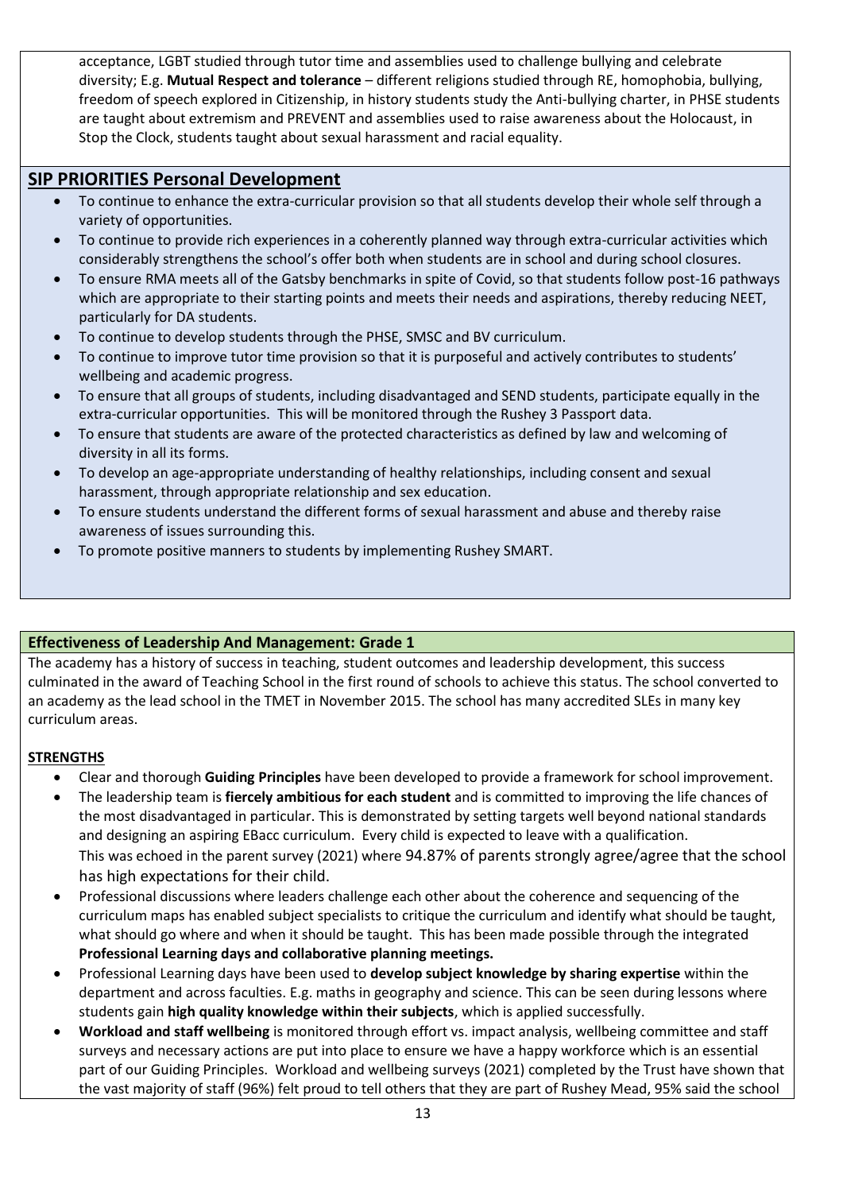acceptance, LGBT studied through tutor time and assemblies used to challenge bullying and celebrate diversity; E.g. **Mutual Respect and tolerance** – different religions studied through RE, homophobia, bullying, freedom of speech explored in Citizenship, in history students study the Anti-bullying charter, in PHSE students are taught about extremism and PREVENT and assemblies used to raise awareness about the Holocaust, in Stop the Clock, students taught about sexual harassment and racial equality.

## SIP PRIORITIES Personal Development

- To continue to enhance the extra-curricular provision so that all students develop their whole self through a variety of opportunities.
- To continue to provide rich experiences in a coherently planned way through extra-curricular activities which considerably strengthens the school's offer both when students are in school and during school closures.
- To ensure RMA meets all of the Gatsby benchmarks in spite of Covid, so that students follow post-16 pathways which are appropriate to their starting points and meets their needs and aspirations, thereby reducing NEET, particularly for DA students.
- To continue to develop students through the PHSE, SMSC and BV curriculum.
- To continue to improve tutor time provision so that it is purposeful and actively contributes to students' wellbeing and academic progress.
- To ensure that all groups of students, including disadvantaged and SEND students, participate equally in the extra-curricular opportunities. This will be monitored through the Rushey 3 Passport data.
- To ensure that students are aware of the protected characteristics as defined by law and welcoming of diversity in all its forms.
- To develop an age-appropriate understanding of healthy relationships, including consent and sexual harassment, through appropriate relationship and sex education.
- To ensure students understand the different forms of sexual harassment and abuse and thereby raise awareness of issues surrounding this.
- To promote positive manners to students by implementing Rushey SMART.

### Effectiveness of Leadership And Management: Grade 1

The academy has a history of success in teaching, student outcomes and leadership development, this success culminated in the award of Teaching School in the first round of schools to achieve this status. The school converted to an academy as the lead school in the TMET in November 2015. The school has many accredited SLEs in many key curriculum areas.

**STRENGTHS**

- Clear and thorough **Guiding Principles** have been developed to provide a framework for school improvement.
- The leadership team is **fiercely ambitious for each student** and is committed to improving the life chances of the most disadvantaged in particular. This is demonstrated by setting targets well beyond national standards and designing an aspiring EBacc curriculum. Every child is expected to leave with a qualification. This was echoed in the parent survey (2021) where 94.87% of parents strongly agree/agree that the school has high expectations for their child.
- Professional discussions where leaders challenge each other about the coherence and sequencing of the curriculum maps has enabled subject specialists to critique the curriculum and identify what should be taught, what should go where and when it should be taught. This has been made possible through the integrated **Professional Learning days and collaborative planning meetings.**
- Professional Learning days have been used to **develop subject knowledge by sharing expertise** within the department and across faculties. E.g. maths in geography and science. This can be seen during lessons where students gain **high quality knowledge within their subjects**, which is applied successfully.
- **Workload and staff wellbeing** is monitored through effort vs. impact analysis, wellbeing committee and staff surveys and necessary actions are put into place to ensure we have a happy workforce which is an essential part of our Guiding Principles. Workload and wellbeing surveys (2021) completed by the Trust have shown that the vast majority of staff (96%) felt proud to tell others that they are part of Rushey Mead, 95% said the school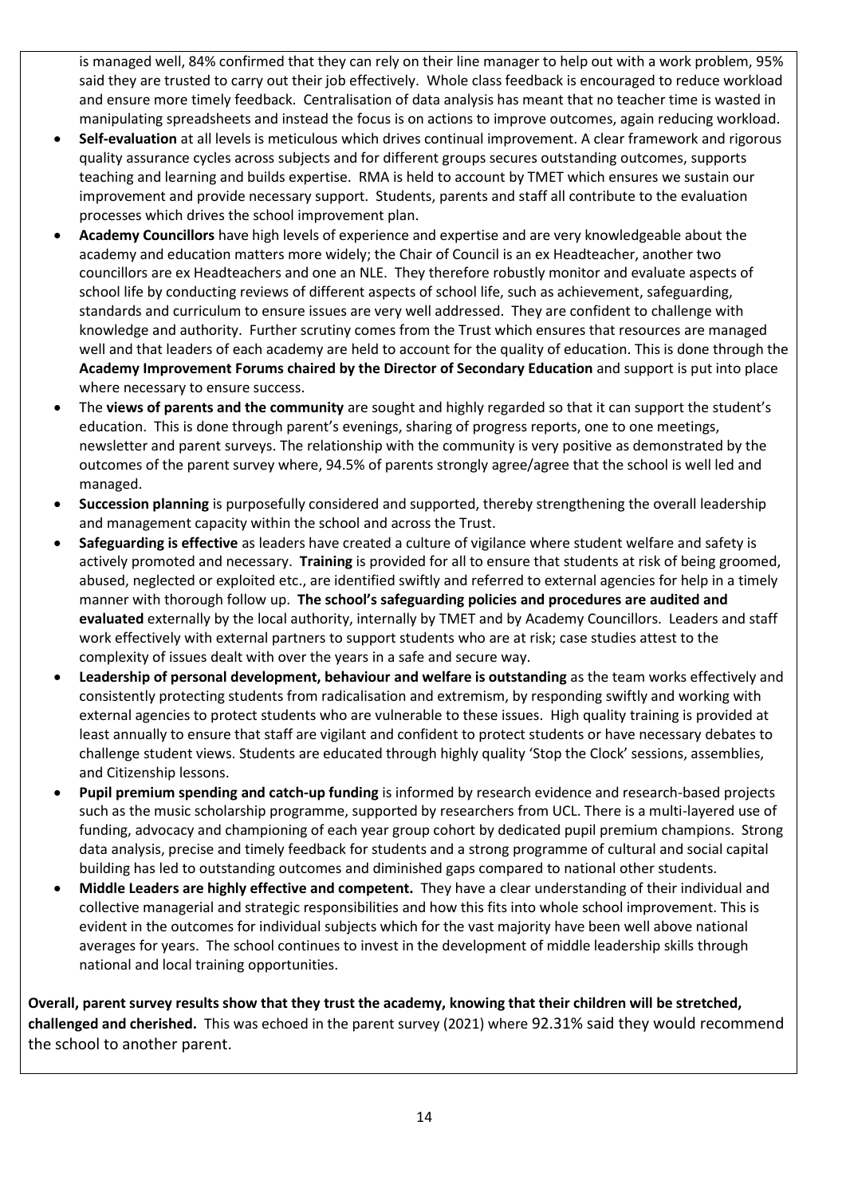is managed well, 84% confirmed that they can rely on their line manager to help out with a work problem, 95% said they are trusted to carry out their job effectively. Whole class feedback is encouraged to reduce workload and ensure more timely feedback. Centralisation of data analysis has meant that no teacher time is wasted in manipulating spreadsheets and instead the focus is on actions to improve outcomes, again reducing workload.

- **Self-evaluation** at all levels is meticulous which drives continual improvement. A clear framework and rigorous quality assurance cycles across subjects and for different groups secures outstanding outcomes, supports teaching and learning and builds expertise. RMA is held to account by TMET which ensures we sustain our improvement and provide necessary support. Students, parents and staff all contribute to the evaluation processes which drives the school improvement plan.
- **Academy Councillors** have high levels of experience and expertise and are very knowledgeable about the academy and education matters more widely; the Chair of Council is an ex Headteacher, another two councillors are ex Headteachers and one an NLE. They therefore robustly monitor and evaluate aspects of school life by conducting reviews of different aspects of school life, such as achievement, safeguarding, standards and curriculum to ensure issues are very well addressed. They are confident to challenge with knowledge and authority. Further scrutiny comes from the Trust which ensures that resources are managed well and that leaders of each academy are held to account for the quality of education. This is done through the **Academy Improvement Forums chaired by the Director of Secondary Education** and support is put into place where necessary to ensure success.
- The **views of parents and the community** are sought and highly regarded so that it can support the student's education. This is done through parent's evenings, sharing of progress reports, one to one meetings, newsletter and parent surveys. The relationship with the community is very positive as demonstrated by the outcomes of the parent survey where, 94.5% of parents strongly agree/agree that the school is well led and managed.
- **Succession planning** is purposefully considered and supported, thereby strengthening the overall leadership and management capacity within the school and across the Trust.
- **Safeguarding is effective** as leaders have created a culture of vigilance where student welfare and safety is actively promoted and necessary. **Training** is provided for all to ensure that students at risk of being groomed, abused, neglected or exploited etc., are identified swiftly and referred to external agencies for help in a timely manner with thorough follow up. **The school's safeguarding policies and procedures are audited and evaluated** externally by the local authority, internally by TMET and by Academy Councillors. Leaders and staff work effectively with external partners to support students who are at risk; case studies attest to the complexity of issues dealt with over the years in a safe and secure way.
- **Leadership of personal development, behaviour and welfare is outstanding** as the team works effectively and consistently protecting students from radicalisation and extremism, by responding swiftly and working with external agencies to protect students who are vulnerable to these issues. High quality training is provided at least annually to ensure that staff are vigilant and confident to protect students or have necessary debates to challenge student views. Students are educated through highly quality 'Stop the Clock' sessions, assemblies, and Citizenship lessons.
- **Pupil premium spending and catch-up funding** is informed by research evidence and research-based projects such as the music scholarship programme, supported by researchers from UCL. There is a multi-layered use of funding, advocacy and championing of each year group cohort by dedicated pupil premium champions. Strong data analysis, precise and timely feedback for students and a strong programme of cultural and social capital building has led to outstanding outcomes and diminished gaps compared to national other students.
- **Middle Leaders are highly effective and competent.** They have a clear understanding of their individual and collective managerial and strategic responsibilities and how this fits into whole school improvement. This is evident in the outcomes for individual subjects which for the vast majority have been well above national averages for years. The school continues to invest in the development of middle leadership skills through national and local training opportunities.

**Overall, parent survey results show that they trust the academy, knowing that their children will be stretched, challenged and cherished.** This was echoed in the parent survey (2021) where 92.31% said they would recommend the school to another parent.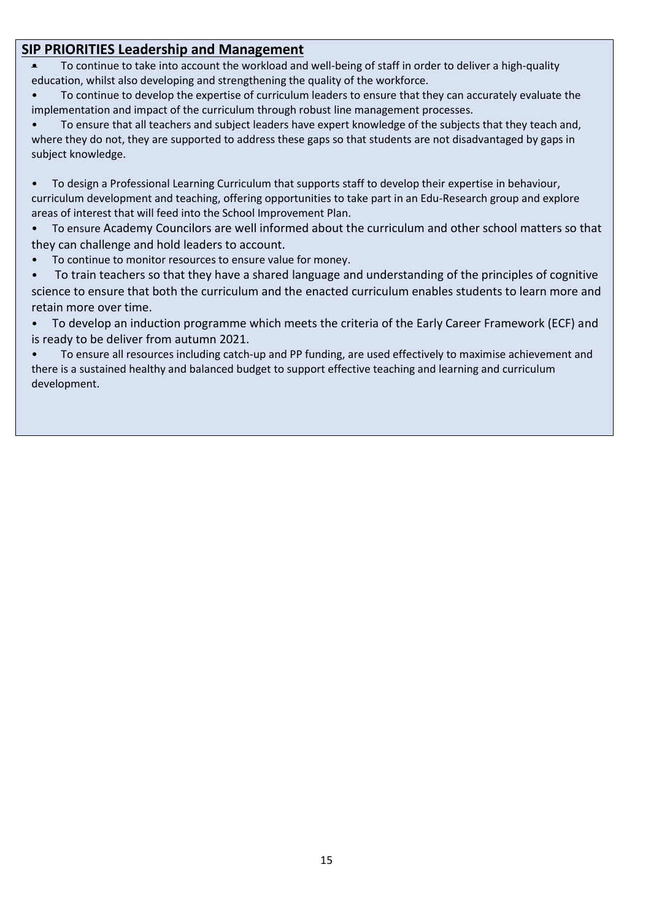## SIP PRIORITIES Leadership and Management

- To continue to take into account the workload and well-being of staff in order to deliver a high-quality education, whilst also developing and strengthening the quality of the workforce.
- To continue to develop the expertise of curriculum leaders to ensure that they can accurately evaluate the implementation and impact of the curriculum through robust line management processes.
- To ensure that all teachers and subject leaders have expert knowledge of the subjects that they teach and, where they do not, they are supported to address these gaps so that students are not disadvantaged by gaps in subject knowledge.

- To design a Professional Learning Curriculum that supports staff to develop their expertise in behaviour, curriculum development and teaching, offering opportunities to take part in an Edu-Research group and explore areas of interest that will feed into the School Improvement Plan.
- To ensure Academy Councilors are well informed about the curriculum and other school matters so that they can challenge and hold leaders to account.
- To continue to monitor resources to ensure value for money.
- To train teachers so that they have a shared language and understanding of the principles of cognitive science to ensure that both the curriculum and the enacted curriculum enables students to learn more and retain more over time.
- To develop an induction programme which meets the criteria of the Early Career Framework (ECF) and is ready to be deliver from autumn 2021.
- To ensure all resources including catch-up and PP funding, are used effectively to maximise achievement and there is a sustained healthy and balanced budget to support effective teaching and learning and curriculum development.